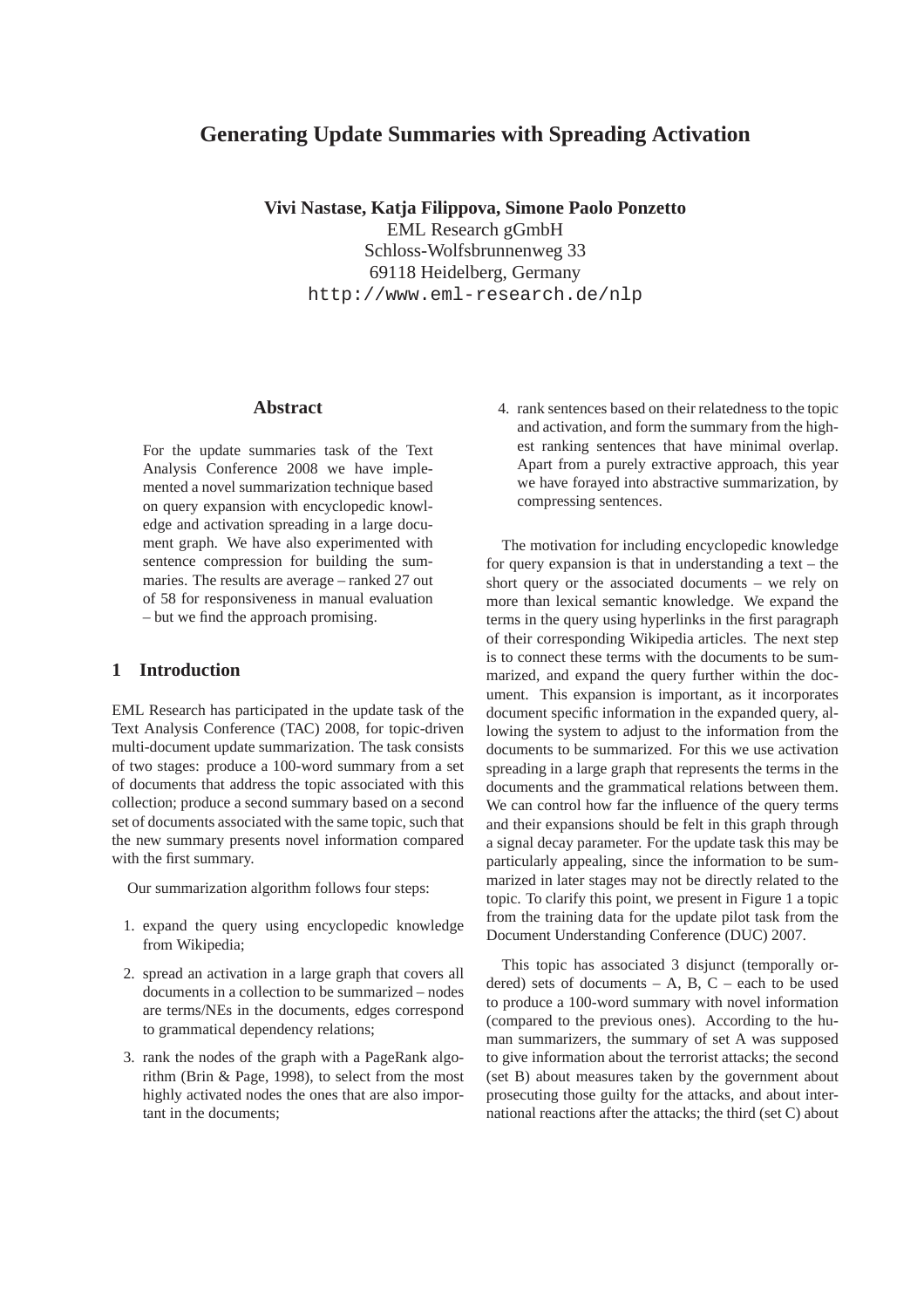# Generating Update Summaries with Spreading Activation

**Vivi Nastase, Katja Filippova, Simone Paolo Ponzetto**
EML Research gGmbH
Schloss-Wolfsbrunnenweg 33
69118 Heidelberg, Germany
http://www.eml-research.de/nlp

## Abstract

For the update summaries task of the Text Analysis Conference 2008 we have implemented a novel summarization technique based on query expansion with encyclopedic knowledge and activation spreading in a large document graph. We have also experimented with sentence compression for building the summaries. The results are average – ranked 27 out of 58 for responsiveness in manual evaluation – but we find the approach promising.

## 1 Introduction

EML Research has participated in the update task of the Text Analysis Conference (TAC) 2008, for topic-driven multi-document update summarization. The task consists of two stages: produce a 100-word summary from a set of documents that address the topic associated with this collection; produce a second summary based on a second set of documents associated with the same topic, such that the new summary presents novel information compared with the first summary.

Our summarization algorithm follows four steps:

1. expand the query using encyclopedic knowledge from Wikipedia;
2. spread an activation in a large graph that covers all documents in a collection to be summarized – nodes are terms/NEs in the documents, edges correspond to grammatical dependency relations;
3. rank the nodes of the graph with a PageRank algorithm (Brin & Page, 1998), to select from the most highly activated nodes the ones that are also important in the documents;
4. rank sentences based on their relatedness to the topic and activation, and form the summary from the highest ranking sentences that have minimal overlap. Apart from a purely extractive approach, this year we have forayed into abstractive summarization, by compressing sentences.

The motivation for including encyclopedic knowledge for query expansion is that in understanding a text – the short query or the associated documents – we rely on more than lexical semantic knowledge. We expand the terms in the query using hyperlinks in the first paragraph of their corresponding Wikipedia articles. The next step is to connect these terms with the documents to be summarized, and expand the query further within the document. This expansion is important, as it incorporates document specific information in the expanded query, allowing the system to adjust to the information from the documents to be summarized. For this we use activation spreading in a large graph that represents the terms in the documents and the grammatical relations between them. We can control how far the influence of the query terms and their expansions should be felt in this graph through a signal decay parameter. For the update task this may be particularly appealing, since the information to be summarized in later stages may not be directly related to the topic. To clarify this point, we present in Figure 1 a topic from the training data for the update pilot task from the Document Understanding Conference (DUC) 2007.

This topic has associated 3 disjunct (temporally ordered) sets of documents – A, B, C – each to be used to produce a 100-word summary with novel information (compared to the previous ones). According to the human summarizers, the summary of set A was supposed to give information about the terrorist attacks; the second (set B) about measures taken by the government about prosecuting those guilty for the attacks, and about international reactions after the attacks; the third (set C) about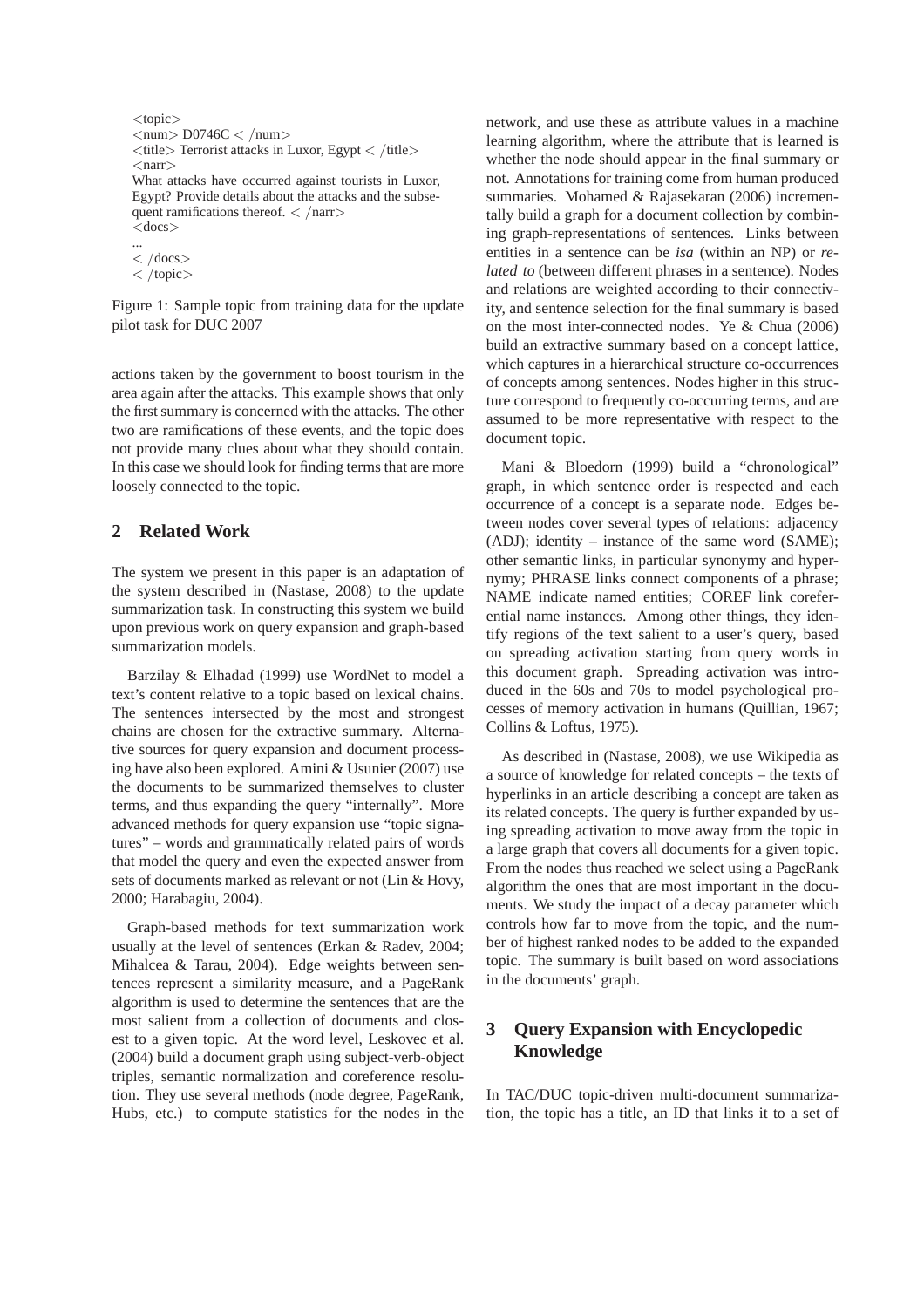```
<topic>
<num> D0746C </num>
<title> Terrorist attacks in Luxor, Egypt </title>
<narr>
What attacks have occurred against tourists in Luxor,
Egypt? Provide details about the attacks and the subse-
quent ramifications thereof. </narr>
<docs>
...
</docs>
</topic>
```

Figure 1: Sample topic from training data for the update pilot task for DUC 2007

actions taken by the government to boost tourism in the area again after the attacks. This example shows that only the first summary is concerned with the attacks. The other two are ramifications of these events, and the topic does not provide many clues about what they should contain. In this case we should look for finding terms that are more loosely connected to the topic.

## 2 Related Work

The system we present in this paper is an adaptation of the system described in (Nastase, 2008) to the update summarization task. In constructing this system we build upon previous work on query expansion and graph-based summarization models.

Barzilay & Elhadad (1999) use WordNet to model a text's content relative to a topic based on lexical chains. The sentences intersected by the most and strongest chains are chosen for the extractive summary. Alternative sources for query expansion and document processing have also been explored. Amini & Usunier (2007) use the documents to be summarized themselves to cluster terms, and thus expanding the query "internally". More advanced methods for query expansion use "topic signatures" – words and grammatically related pairs of words that model the query and even the expected answer from sets of documents marked as relevant or not (Lin & Hovy, 2000; Harabagiu, 2004).

Graph-based methods for text summarization work usually at the level of sentences (Erkan & Radev, 2004; Mihalcea & Tarau, 2004). Edge weights between sentences represent a similarity measure, and a PageRank algorithm is used to determine the sentences that are the most salient from a collection of documents and closest to a given topic. At the word level, Leskovec et al. (2004) build a document graph using subject-verb-object triples, semantic normalization and coreference resolution. They use several methods (node degree, PageRank, Hubs, etc.) to compute statistics for the nodes in the network, and use these as attribute values in a machine learning algorithm, where the attribute that is learned is whether the node should appear in the final summary or not. Annotations for training come from human produced summaries. Mohamed & Rajasekaran (2006) incrementally build a graph for a document collection by combining graph-representations of sentences. Links between entities in a sentence can be *isa* (within an NP) or *related_to* (between different phrases in a sentence). Nodes and relations are weighted according to their connectivity, and sentence selection for the final summary is based on the most inter-connected nodes. Ye & Chua (2006) build an extractive summary based on a concept lattice, which captures in a hierarchical structure co-occurrences of concepts among sentences. Nodes higher in this structure correspond to frequently co-occurring terms, and are assumed to be more representative with respect to the document topic.

Mani & Bloedorn (1999) build a "chronological" graph, in which sentence order is respected and each occurrence of a concept is a separate node. Edges between nodes cover several types of relations: adjacency (ADJ); identity – instance of the same word (SAME); other semantic links, in particular synonymy and hypernymy; PHRASE links connect components of a phrase; NAME indicate named entities; COREF link coreferential name instances. Among other things, they identify regions of the text salient to a user's query, based on spreading activation starting from query words in this document graph. Spreading activation was introduced in the 60s and 70s to model psychological processes of memory activation in humans (Quillian, 1967; Collins & Loftus, 1975).

As described in (Nastase, 2008), we use Wikipedia as a source of knowledge for related concepts – the texts of hyperlinks in an article describing a concept are taken as its related concepts. The query is further expanded by using spreading activation to move away from the topic in a large graph that covers all documents for a given topic. From the nodes thus reached we select using a PageRank algorithm the ones that are most important in the documents. We study the impact of a decay parameter which controls how far to move from the topic, and the number of highest ranked nodes to be added to the expanded topic. The summary is built based on word associations in the documents' graph.

## 3 Query Expansion with Encyclopedic Knowledge

In TAC/DUC topic-driven multi-document summarization, the topic has a title, an ID that links it to a set of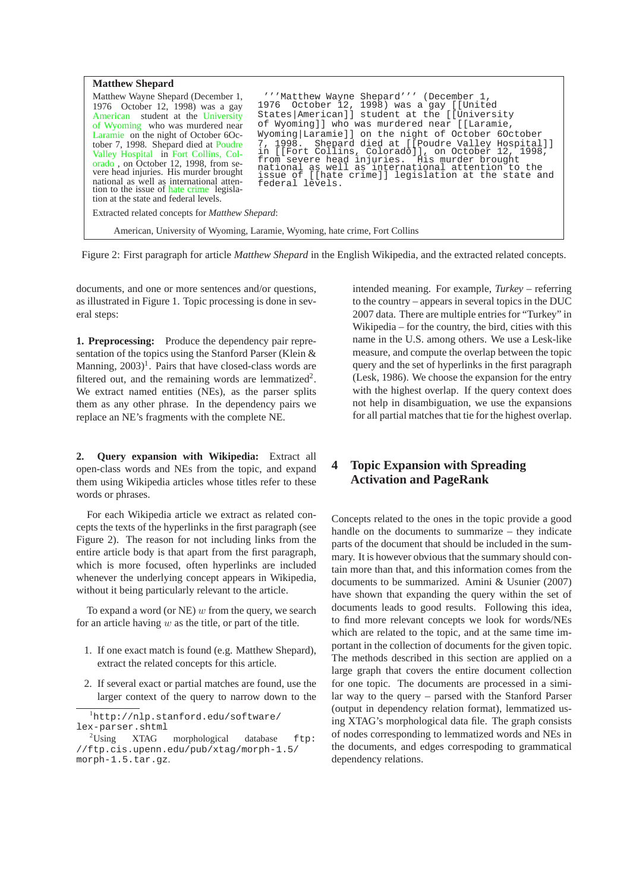**Matthew Shepard**

Matthew Wayne Shepard (December 1, 1976 October 12, 1998) was a gay American student at the University of Wyoming who was murdered near Laramie on the night of October 6October 7, 1998. Shepard died at Poudre Valley Hospital in Fort Collins, Colorado , on October 12, 1998, from severe head injuries. His murder brought national as well as international attention to the issue of hate crime legislation at the state and federal levels.

```
'''Matthew Wayne Shepard''' (December 1,
1976  October 12, 1998) was a gay [[United
States|American]] student at the [[University
of Wyoming]] who was murdered near [[Laramie,
Wyoming|Laramie]] on the night of October 6October
7, 1998.  Shepard died at [[Poudre Valley Hospital]]
in [[Fort Collins, Colorado]], on October 12, 1998,
from severe head injuries.  His murder brought
national as well as international attention to the
issue of [[hate crime]] legislation at the state and
federal levels.
```

Extracted related concepts for *Matthew Shepard*:

American, University of Wyoming, Laramie, Wyoming, hate crime, Fort Collins

Figure 2: First paragraph for article *Matthew Shepard* in the English Wikipedia, and the extracted related concepts.

documents, and one or more sentences and/or questions, as illustrated in Figure 1. Topic processing is done in several steps:

**1. Preprocessing:** Produce the dependency pair representation of the topics using the Stanford Parser (Klein & Manning, 2003)[1]. Pairs that have closed-class words are filtered out, and the remaining words are lemmatized[2]. We extract named entities (NEs), as the parser splits them as any other phrase. In the dependency pairs we replace an NE's fragments with the complete NE.

**2. Query expansion with Wikipedia:** Extract all open-class words and NEs from the topic, and expand them using Wikipedia articles whose titles refer to these words or phrases.

For each Wikipedia article we extract as related concepts the texts of the hyperlinks in the first paragraph (see Figure 2). The reason for not including links from the entire article body is that apart from the first paragraph, which is more focused, often hyperlinks are included whenever the underlying concept appears in Wikipedia, without it being particularly relevant to the article.

To expand a word (or NE) $w$ from the query, we search for an article having $w$ as the title, or part of the title.

1. If one exact match is found (e.g. Matthew Shepard), extract the related concepts for this article.
2. If several exact or partial matches are found, use the larger context of the query to narrow down to the intended meaning. For example, *Turkey* – referring to the country – appears in several topics in the DUC 2007 data. There are multiple entries for "Turkey" in Wikipedia – for the country, the bird, cities with this name in the U.S. among others. We use a Lesk-like measure, and compute the overlap between the topic query and the set of hyperlinks in the first paragraph (Lesk, 1986). We choose the expansion for the entry with the highest overlap. If the query context does not help in disambiguation, we use the expansions for all partial matches that tie for the highest overlap.

## 4 Topic Expansion with Spreading Activation and PageRank

Concepts related to the ones in the topic provide a good handle on the documents to summarize – they indicate parts of the document that should be included in the summary. It is however obvious that the summary should contain more than that, and this information comes from the documents to be summarized. Amini & Usunier (2007) have shown that expanding the query within the set of documents leads to good results. Following this idea, to find more relevant concepts we look for words/NEs which are related to the topic, and at the same time important in the collection of documents for the given topic. The methods described in this section are applied on a large graph that covers the entire document collection for one topic. The documents are processed in a similar way to the query – parsed with the Stanford Parser (output in dependency relation format), lemmatized using XTAG's morphological data file. The graph consists of nodes corresponding to lemmatized words and NEs in the documents, and edges correspoding to grammatical dependency relations.

[1] `http://nlp.stanford.edu/software/lex-parser.shtml`

[2] Using XTAG morphological database `ftp://ftp.cis.upenn.edu/pub/xtag/morph-1.5/morph-1.5.tar.gz`.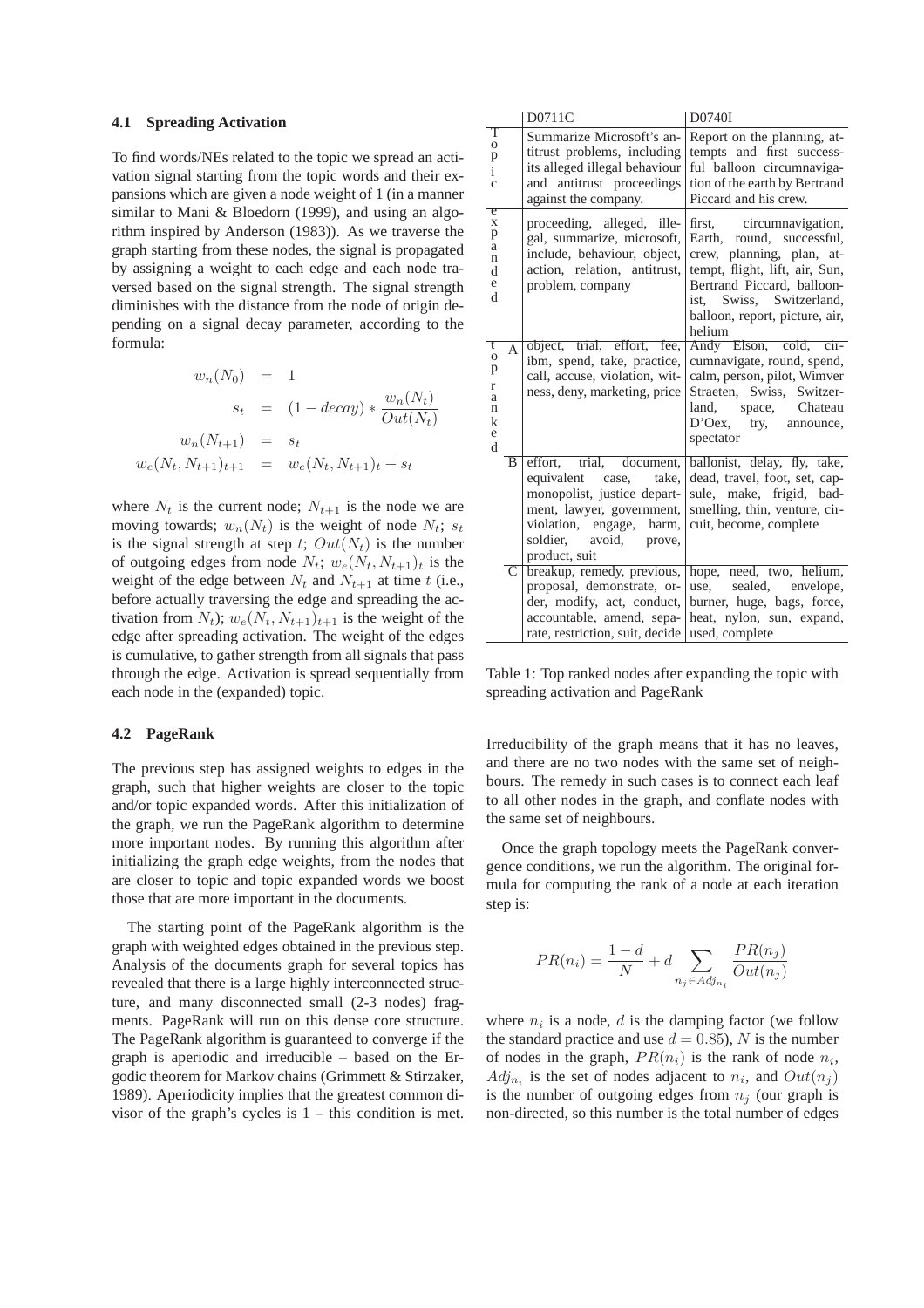### 4.1 Spreading Activation

To find words/NEs related to the topic we spread an activation signal starting from the topic words and their expansions which are given a node weight of 1 (in a manner similar to Mani & Bloedorn (1999), and using an algorithm inspired by Anderson (1983)). As we traverse the graph starting from these nodes, the signal is propagated by assigning a weight to each edge and each node traversed based on the signal strength. The signal strength diminishes with the distance from the node of origin depending on a signal decay parameter, according to the formula:

$$
\begin{aligned}
w_n(N_0) &= 1 \\
s_t &= (1 - decay) * \frac{w_n(N_t)}{Out(N_t)} \\
w_n(N_{t+1}) &= s_t \\
w_e(N_t, N_{t+1})_{t+1} &= w_e(N_t, N_{t+1})_t + s_t
\end{aligned}
$$

where $N_t$ is the current node; $N_{t+1}$ is the node we are moving towards; $w_n(N_t)$ is the weight of node $N_t$; $s_t$ is the signal strength at step $t$; $Out(N_t)$ is the number of outgoing edges from node $N_t$; $w_e(N_t, N_{t+1})_t$ is the weight of the edge between $N_t$ and $N_{t+1}$ at time $t$ (i.e., before actually traversing the edge and spreading the activation from $N_t$); $w_e(N_t, N_{t+1})_{t+1}$ is the weight of the edge after spreading activation. The weight of the edges is cumulative, to gather strength from all signals that pass through the edge. Activation is spread sequentially from each node in the (expanded) topic.

### 4.2 PageRank

The previous step has assigned weights to edges in the graph, such that higher weights are closer to the topic and/or topic expanded words. After this initialization of the graph, we run the PageRank algorithm to determine more important nodes. By running this algorithm after initializing the graph edge weights, from the nodes that are closer to topic and topic expanded words we boost those that are more important in the documents.

The starting point of the PageRank algorithm is the graph with weighted edges obtained in the previous step. Analysis of the documents graph for several topics has revealed that there is a large highly interconnected structure, and many disconnected small (2-3 nodes) fragments. PageRank will run on this dense core structure. The PageRank algorithm is guaranteed to converge if the graph is aperiodic and irreducible – based on the Ergodic theorem for Markov chains (Grimmett & Stirzaker, 1989). Aperiodicity implies that the greatest common divisor of the graph's cycles is 1 – this condition is met.

| | | D0711C | D0740I |
|---|---|---|---|
| topic | | Summarize Microsoft's antitrust problems, including its alleged illegal behaviour and antitrust proceedings against the company. | Report on the planning, attempts and first successful balloon circumnavigation of the earth by Bertrand Piccard and his crew. |
| expanded | | proceeding, alleged, illegal, summarize, microsoft, include, behaviour, object, action, relation, antitrust, problem, company | first, circumnavigation, Earth, round, successful, crew, planning, plan, attempt, flight, lift, air, Sun, Bertrand Piccard, balloonist, Swiss, Switzerland, balloon, report, picture, air, helium |
| topranked | A | object, trial, effort, fee, ibm, spend, take, practice, call, accuse, violation, witness, deny, marketing, price | Andy Elson, cold, circumnavigate, round, spend, calm, person, pilot, Wimver Straeten, Swiss, Switzerland, space, Chateau D'Oex, try, announce, spectator |
| | B | effort, trial, document, equivalent case, take, monopolistic, justice department, lawyer, government, violation, engage, harm, soldier, avoid, prove, product, suit | ballonist, delay, fly, take, dead, travel, foot, set, capsule, make, frigid, badsmelling, thin, venture, circuit, become, complete |
| | C | breakup, remedy, previous, proposal, demonstrate, order, modify, act, conduct, accountable, amend, separate, restriction, suit, decide | hope, need, two, helium, use, sealed, envelope, burner, huge, bags, force, heat, nylon, sun, expand, used, complete |

Table 1: Top ranked nodes after expanding the topic with spreading activation and PageRank

Irreducibility of the graph means that it has no leaves, and there are no two nodes with the same set of neighbours. The remedy in such cases is to connect each leaf to all other nodes in the graph, and conflate nodes with the same set of neighbours.

Once the graph topology meets the PageRank convergence conditions, we run the algorithm. The original formula for computing the rank of a node at each iteration step is:

$$
PR(n_i) = \frac{1-d}{N} + d \sum_{n_j \in Adj_{n_i}} \frac{PR(n_j)}{Out(n_j)}
$$

where $n_i$ is a node, $d$ is the damping factor (we follow the standard practice and use $d = 0.85$), $N$ is the number of nodes in the graph, $PR(n_i)$ is the rank of node $n_i$, $Adj_{n_i}$ is the set of nodes adjacent to $n_i$, and $Out(n_j)$ is the number of outgoing edges from $n_j$ (our graph is non-directed, so this number is the total number of edges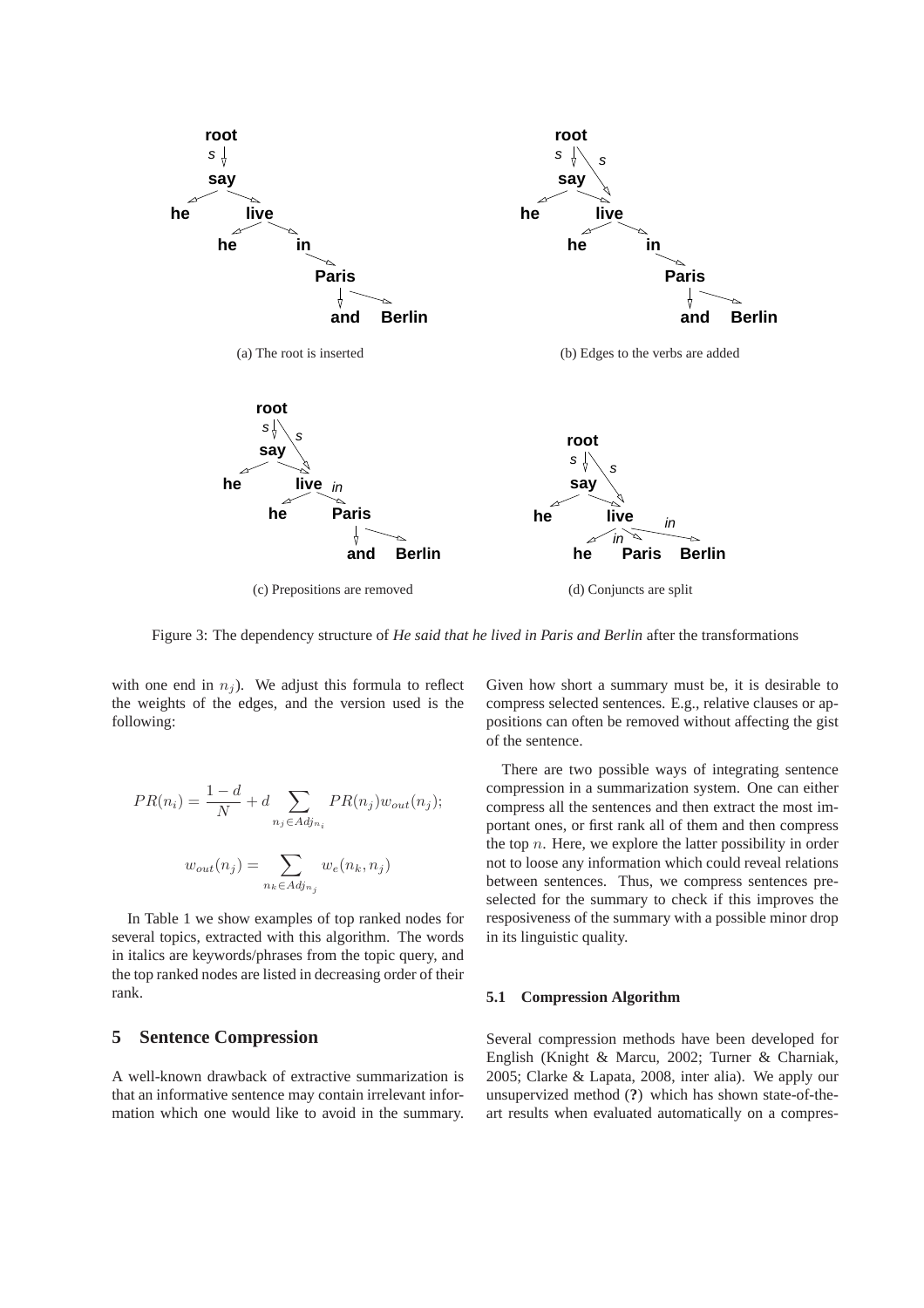(a) The root is inserted

(b) Edges to the verbs are added

(c) Prepositions are removed

(d) Conjuncts are split

Figure 3: The dependency structure of *He said that he lived in Paris and Berlin* after the transformations

with one end in $n_j$). We adjust this formula to reflect the weights of the edges, and the version used is the following:

$$PR(n_i) = \frac{1-d}{N} + d \sum_{n_j \in Adj_{n_i}} PR(n_j) w_{out}(n_j);$$

$$w_{out}(n_j) = \sum_{n_k \in Adj_{n_j}} w_e(n_k, n_j)$$

In Table 1 we show examples of top ranked nodes for several topics, extracted with this algorithm. The words in italics are keywords/phrases from the topic query, and the top ranked nodes are listed in decreasing order of their rank.

## 5 Sentence Compression

A well-known drawback of extractive summarization is that an informative sentence may contain irrelevant information which one would like to avoid in the summary. Given how short a summary must be, it is desirable to compress selected sentences. E.g., relative clauses or appositions can often be removed without affecting the gist of the sentence.

There are two possible ways of integrating sentence compression in a summarization system. One can either compress all the sentences and then extract the most important ones, or first rank all of them and then compress the top $n$. Here, we explore the latter possibility in order not to loose any information which could reveal relations between sentences. Thus, we compress sentences preselected for the summary to check if this improves the resposiveness of the summary with a possible minor drop in its linguistic quality.

### 5.1 Compression Algorithm

Several compression methods have been developed for English (Knight & Marcu, 2002; Turner & Charniak, 2005; Clarke & Lapata, 2008, inter alia). We apply our unsupervized method (**?**) which has shown state-of-the-art results when evaluated automatically on a compres-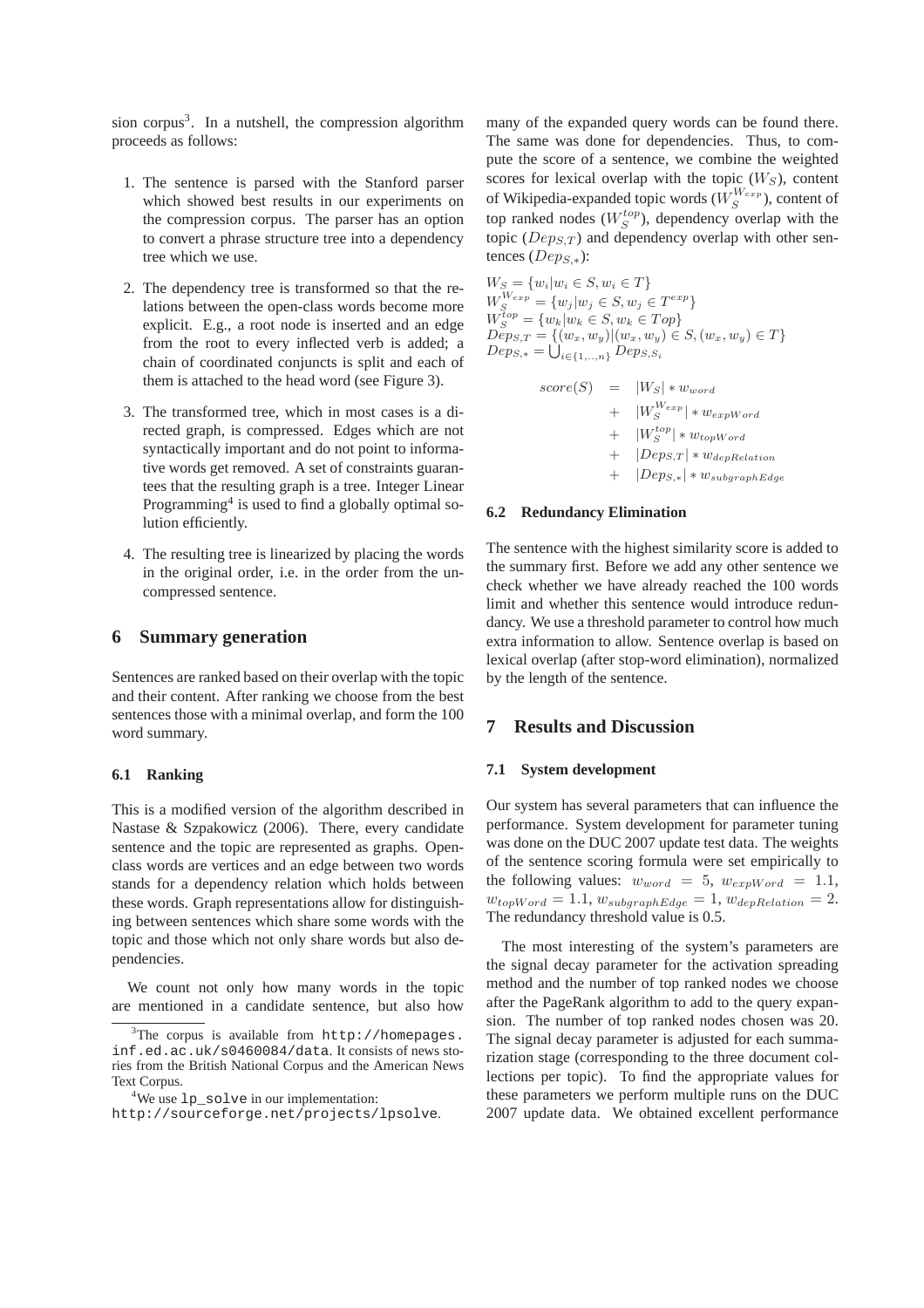sion corpus[3]. In a nutshell, the compression algorithm proceeds as follows:

1. The sentence is parsed with the Stanford parser which showed best results in our experiments on the compression corpus. The parser has an option to convert a phrase structure tree into a dependency tree which we use.
2. The dependency tree is transformed so that the relations between the open-class words become more explicit. E.g., a root node is inserted and an edge from the root to every inflected verb is added; a chain of coordinated conjuncts is split and each of them is attached to the head word (see Figure 3).
3. The transformed tree, which in most cases is a directed graph, is compressed. Edges which are not syntactically important and do not point to informative words get removed. A set of constraints guarantees that the resulting graph is a tree. Integer Linear Programming[4] is used to find a globally optimal solution efficiently.
4. The resulting tree is linearized by placing the words in the original order, i.e. in the order from the uncompressed sentence.

# 6 Summary generation

Sentences are ranked based on their overlap with the topic and their content. After ranking we choose from the best sentences those with a minimal overlap, and form the 100 word summary.

## 6.1 Ranking

This is a modified version of the algorithm described in Nastase & Szpakowicz (2006). There, every candidate sentence and the topic are represented as graphs. Open-class words are vertices and an edge between two words stands for a dependency relation which holds between these words. Graph representations allow for distinguishing between sentences which share some words with the topic and those which not only share words but also dependencies.

We count not only how many words in the topic are mentioned in a candidate sentence, but also how many of the expanded query words can be found there. The same was done for dependencies. Thus, to compute the score of a sentence, we combine the weighted scores for lexical overlap with the topic ($W_S$), content of Wikipedia-expanded topic words ($W_S^{W_{exp}}$), content of top ranked nodes ($W_S^{top}$), dependency overlap with the topic ($Dep_{S,T}$) and dependency overlap with other sentences ($Dep_{S,*}$):

$$W_S = \{w_i | w_i \in S, w_i \in T\}$$
$$W_S^{W_{exp}} = \{w_j | w_j \in S, w_j \in T^{exp}\}$$
$$W_S^{top} = \{w_k | w_k \in S, w_k \in Top\}$$
$$Dep_{S,T} = \{(w_x, w_y) | (w_x, w_y) \in S, (w_x, w_y) \in T\}$$
$$Dep_{S,*} = \bigcup_{i \in \{1,...,n\}} Dep_{S,S_i}$$

$$\begin{aligned} score(S) &= |W_S| * w_{word} \\ &+ |W_S^{W_{exp}}| * w_{expWord} \\ &+ |W_S^{top}| * w_{topWord} \\ &+ |Dep_{S,T}| * w_{depRelation} \\ &+ |Dep_{S,*}| * w_{subgraphEdge} \end{aligned}$$

## 6.2 Redundancy Elimination

The sentence with the highest similarity score is added to the summary first. Before we add any other sentence we check whether we have already reached the 100 words limit and whether this sentence would introduce redundancy. We use a threshold parameter to control how much extra information to allow. Sentence overlap is based on lexical overlap (after stop-word elimination), normalized by the length of the sentence.

# 7 Results and Discussion

## 7.1 System development

Our system has several parameters that can influence the performance. System development for parameter tuning was done on the DUC 2007 update test data. The weights of the sentence scoring formula were set empirically to the following values: $w_{word} = 5$, $w_{expWord} = 1.1$, $w_{topWord} = 1.1$, $w_{subgraphEdge} = 1$, $w_{depRelation} = 2$. The redundancy threshold value is 0.5.

The most interesting of the system's parameters are the signal decay parameter for the activation spreading method and the number of top ranked nodes we choose after the PageRank algorithm to add to the query expansion. The number of top ranked nodes chosen was 20. The signal decay parameter is adjusted for each summarization stage (corresponding to the three document collections per topic). To find the appropriate values for these parameters we perform multiple runs on the DUC 2007 update data. We obtained excellent performance

[3]The corpus is available from http://homepages.inf.ed.ac.uk/s0460084/data. It consists of news stories from the British National Corpus and the American News Text Corpus.

[4]We use lp_solve in our implementation: http://sourceforge.net/projects/lpsolve.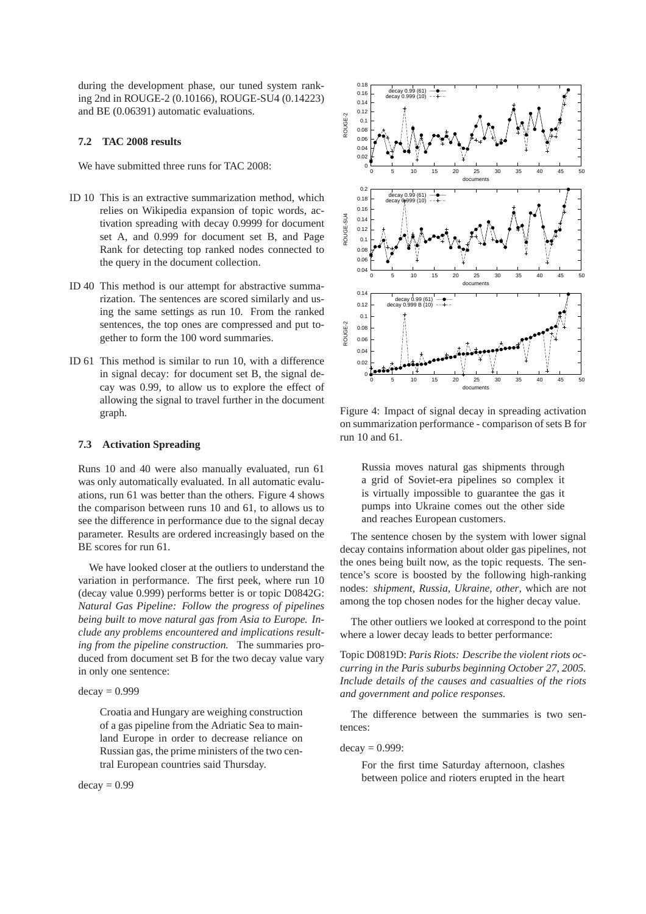during the development phase, our tuned system ranking 2nd in ROUGE-2 (0.10166), ROUGE-SU4 (0.14223) and BE (0.06391) automatic evaluations.

### 7.2 TAC 2008 results

We have submitted three runs for TAC 2008:

- ID 10 This is an extractive summarization method, which relies on Wikipedia expansion of topic words, activation spreading with decay 0.9999 for document set A, and 0.999 for document set B, and Page Rank for detecting top ranked nodes connected to the query in the document collection.
- ID 40 This method is our attempt for abstractive summarization. The sentences are scored similarly and using the same settings as run 10. From the ranked sentences, the top ones are compressed and put together to form the 100 word summaries.
- ID 61 This method is similar to run 10, with a difference in signal decay: for document set B, the signal decay was 0.99, to allow us to explore the effect of allowing the signal to travel further in the document graph.

### 7.3 Activation Spreading

Runs 10 and 40 were also manually evaluated, run 61 was only automatically evaluated. In all automatic evaluations, run 61 was better than the others. Figure 4 shows the comparison between runs 10 and 61, to allows us to see the difference in performance due to the signal decay parameter. Results are ordered increasingly based on the BE scores for run 61.

We have looked closer at the outliers to understand the variation in performance. The first peek, where run 10 (decay value 0.999) performs better is or topic D0842G: *Natural Gas Pipeline: Follow the progress of pipelines being built to move natural gas from Asia to Europe. Include any problems encountered and implications resulting from the pipeline construction.* The summaries produced from document set B for the two decay value vary in only one sentence:

decay = 0.999

> Croatia and Hungary are weighing construction of a gas pipeline from the Adriatic Sea to mainland Europe in order to decrease reliance on Russian gas, the prime ministers of the two central European countries said Thursday.

decay = 0.99

Figure 4: Impact of signal decay in spreading activation on summarization performance - comparison of sets B for run 10 and 61.

> Russia moves natural gas shipments through a grid of Soviet-era pipelines so complex it is virtually impossible to guarantee the gas it pumps into Ukraine comes out the other side and reaches European customers.

The sentence chosen by the system with lower signal decay contains information about older gas pipelines, not the ones being built now, as the topic requests. The sentence's score is boosted by the following high-ranking nodes: *shipment, Russia, Ukraine, other*, which are not among the top chosen nodes for the higher decay value.

The other outliers we looked at correspond to the point where a lower decay leads to better performance:

Topic D0819D: *Paris Riots: Describe the violent riots occurring in the Paris suburbs beginning October 27, 2005. Include details of the causes and casualties of the riots and government and police responses.*

The difference between the summaries is two sentences:

decay = 0.999:

> For the first time Saturday afternoon, clashes between police and rioters erupted in the heart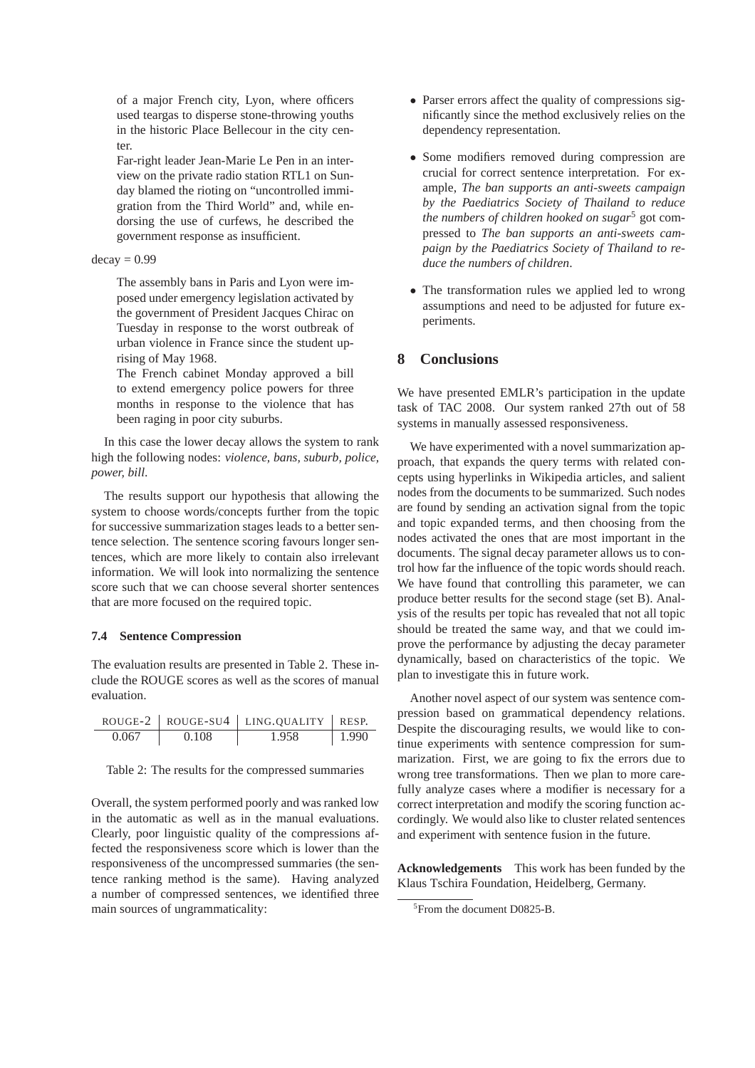of a major French city, Lyon, where officers used teargas to disperse stone-throwing youths in the historic Place Bellecour in the city center.

Far-right leader Jean-Marie Le Pen in an interview on the private radio station RTL1 on Sunday blamed the rioting on "uncontrolled immigration from the Third World" and, while endorsing the use of curfews, he described the government response as insufficient.

decay = 0.99

The assembly bans in Paris and Lyon were imposed under emergency legislation activated by the government of President Jacques Chirac on Tuesday in response to the worst outbreak of urban violence in France since the student uprising of May 1968.

The French cabinet Monday approved a bill to extend emergency police powers for three months in response to the violence that has been raging in poor city suburbs.

In this case the lower decay allows the system to rank high the following nodes: *violence, bans, suburb, police, power, bill*.

The results support our hypothesis that allowing the system to choose words/concepts further from the topic for successive summarization stages leads to a better sentence selection. The sentence scoring favours longer sentences, which are more likely to contain also irrelevant information. We will look into normalizing the sentence score such that we can choose several shorter sentences that are more focused on the required topic.

### 7.4 Sentence Compression

The evaluation results are presented in Table 2. These include the ROUGE scores as well as the scores of manual evaluation.

| ROUGE-2 | ROUGE-SU4 | LING.QUALITY | RESP. |
|---|---|---|---|
| 0.067 | 0.108 | 1.958 | 1.990 |

Table 2: The results for the compressed summaries

Overall, the system performed poorly and was ranked low in the automatic as well as in the manual evaluations. Clearly, poor linguistic quality of the compressions affected the responsiveness score which is lower than the responsiveness of the uncompressed summaries (the sentence ranking method is the same). Having analyzed a number of compressed sentences, we identified three main sources of ungrammaticality:

- Parser errors affect the quality of compressions significantly since the method exclusively relies on the dependency representation.
- Some modifiers removed during compression are crucial for correct sentence interpretation. For example, *The ban supports an anti-sweets campaign by the Paediatrics Society of Thailand to reduce the numbers of children hooked on sugar*[5] got compressed to *The ban supports an anti-sweets campaign by the Paediatrics Society of Thailand to reduce the numbers of children*.
- The transformation rules we applied led to wrong assumptions and need to be adjusted for future experiments.

## 8 Conclusions

We have presented EMLR's participation in the update task of TAC 2008. Our system ranked 27th out of 58 systems in manually assessed responsiveness.

We have experimented with a novel summarization approach, that expands the query terms with related concepts using hyperlinks in Wikipedia articles, and salient nodes from the documents to be summarized. Such nodes are found by sending an activation signal from the topic and topic expanded terms, and then choosing from the nodes activated the ones that are most important in the documents. The signal decay parameter allows us to control how far the influence of the topic words should reach. We have found that controlling this parameter, we can produce better results for the second stage (set B). Analysis of the results per topic has revealed that not all topic should be treated the same way, and that we could improve the performance by adjusting the decay parameter dynamically, based on characteristics of the topic. We plan to investigate this in future work.

Another novel aspect of our system was sentence compression based on grammatical dependency relations. Despite the discouraging results, we would like to continue experiments with sentence compression for summarization. First, we are going to fix the errors due to wrong tree transformations. Then we plan to more carefully analyze cases where a modifier is necessary for a correct interpretation and modify the scoring function accordingly. We would also like to cluster related sentences and experiment with sentence fusion in the future.

**Acknowledgements** This work has been funded by the Klaus Tschira Foundation, Heidelberg, Germany.

[5] From the document D0825-B.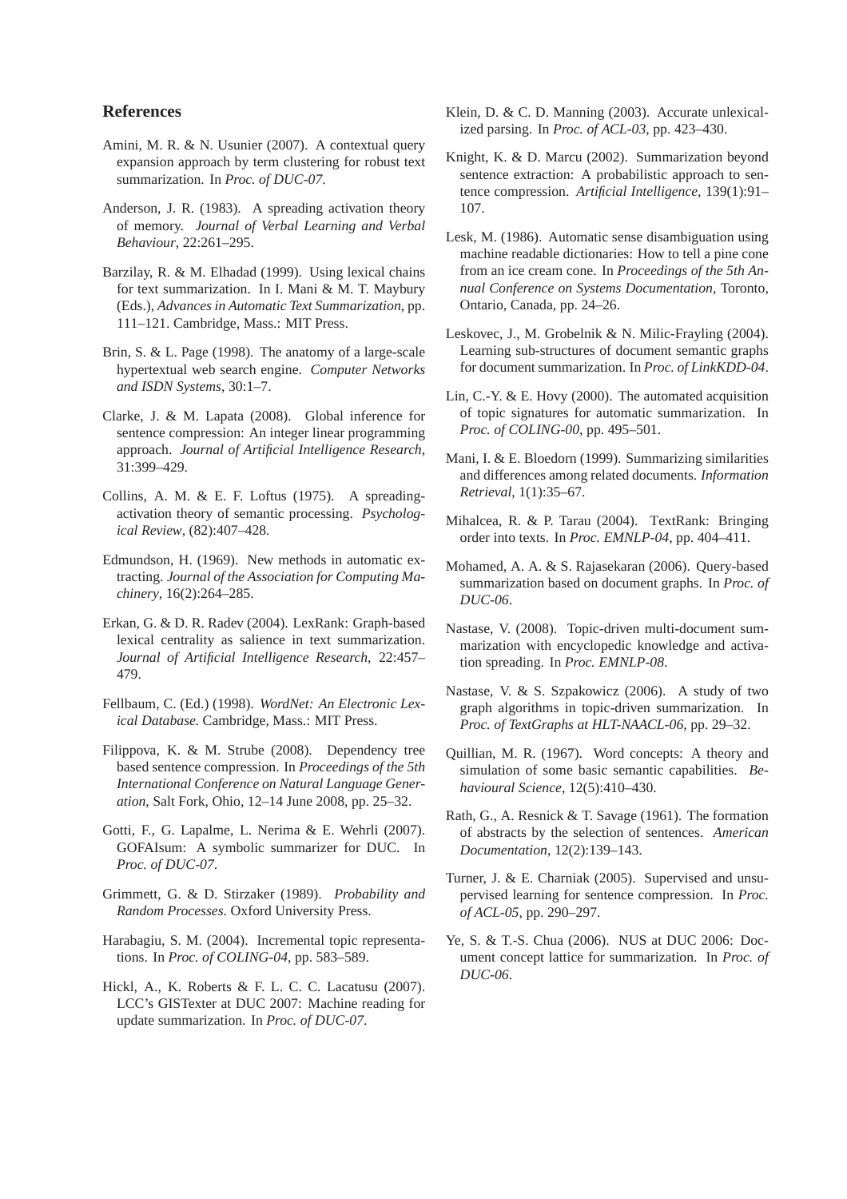## References

Amini, M. R. & N. Usunier (2007). A contextual query expansion approach by term clustering for robust text summarization. In *Proc. of DUC-07*.

Anderson, J. R. (1983). A spreading activation theory of memory. *Journal of Verbal Learning and Verbal Behaviour*, 22:261–295.

Barzilay, R. & M. Elhadad (1999). Using lexical chains for text summarization. In I. Mani & M. T. Maybury (Eds.), *Advances in Automatic Text Summarization*, pp. 111–121. Cambridge, Mass.: MIT Press.

Brin, S. & L. Page (1998). The anatomy of a large-scale hypertextual web search engine. *Computer Networks and ISDN Systems*, 30:1–7.

Clarke, J. & M. Lapata (2008). Global inference for sentence compression: An integer linear programming approach. *Journal of Artificial Intelligence Research*, 31:399–429.

Collins, A. M. & E. F. Loftus (1975). A spreading-activation theory of semantic processing. *Psychological Review*, (82):407–428.

Edmundson, H. (1969). New methods in automatic extracting. *Journal of the Association for Computing Machinery*, 16(2):264–285.

Erkan, G. & D. R. Radev (2004). LexRank: Graph-based lexical centrality as salience in text summarization. *Journal of Artificial Intelligence Research*, 22:457–479.

Fellbaum, C. (Ed.) (1998). *WordNet: An Electronic Lexical Database.* Cambridge, Mass.: MIT Press.

Filippova, K. & M. Strube (2008). Dependency tree based sentence compression. In *Proceedings of the 5th International Conference on Natural Language Generation*, Salt Fork, Ohio, 12–14 June 2008, pp. 25–32.

Gotti, F., G. Lapalme, L. Nerima & E. Wehrli (2007). GOFAIsum: A symbolic summarizer for DUC. In *Proc. of DUC-07*.

Grimmett, G. & D. Stirzaker (1989). *Probability and Random Processes.* Oxford University Press.

Harabagiu, S. M. (2004). Incremental topic representations. In *Proc. of COLING-04*, pp. 583–589.

Hickl, A., K. Roberts & F. L. C. C. Lacatusu (2007). LCC's GISTexter at DUC 2007: Machine reading for update summarization. In *Proc. of DUC-07*.

Klein, D. & C. D. Manning (2003). Accurate unlexicalized parsing. In *Proc. of ACL-03*, pp. 423–430.

Knight, K. & D. Marcu (2002). Summarization beyond sentence extraction: A probabilistic approach to sentence compression. *Artificial Intelligence*, 139(1):91–107.

Lesk, M. (1986). Automatic sense disambiguation using machine readable dictionaries: How to tell a pine cone from an ice cream cone. In *Proceedings of the 5th Annual Conference on Systems Documentation*, Toronto, Ontario, Canada, pp. 24–26.

Leskovec, J., M. Grobelnik & N. Milic-Frayling (2004). Learning sub-structures of document semantic graphs for document summarization. In *Proc. of LinkKDD-04*.

Lin, C.-Y. & E. Hovy (2000). The automated acquisition of topic signatures for automatic summarization. In *Proc. of COLING-00*, pp. 495–501.

Mani, I. & E. Bloedorn (1999). Summarizing similarities and differences among related documents. *Information Retrieval*, 1(1):35–67.

Mihalcea, R. & P. Tarau (2004). TextRank: Bringing order into texts. In *Proc. EMNLP-04*, pp. 404–411.

Mohamed, A. A. & S. Rajasekaran (2006). Query-based summarization based on document graphs. In *Proc. of DUC-06*.

Nastase, V. (2008). Topic-driven multi-document summarization with encyclopedic knowledge and activation spreading. In *Proc. EMNLP-08*.

Nastase, V. & S. Szpakowicz (2006). A study of two graph algorithms in topic-driven summarization. In *Proc. of TextGraphs at HLT-NAACL-06*, pp. 29–32.

Quillian, M. R. (1967). Word concepts: A theory and simulation of some basic semantic capabilities. *Behavioural Science*, 12(5):410–430.

Rath, G., A. Resnick & T. Savage (1961). The formation of abstracts by the selection of sentences. *American Documentation*, 12(2):139–143.

Turner, J. & E. Charniak (2005). Supervised and unsupervised learning for sentence compression. In *Proc. of ACL-05*, pp. 290–297.

Ye, S. & T.-S. Chua (2006). NUS at DUC 2006: Document concept lattice for summarization. In *Proc. of DUC-06*.